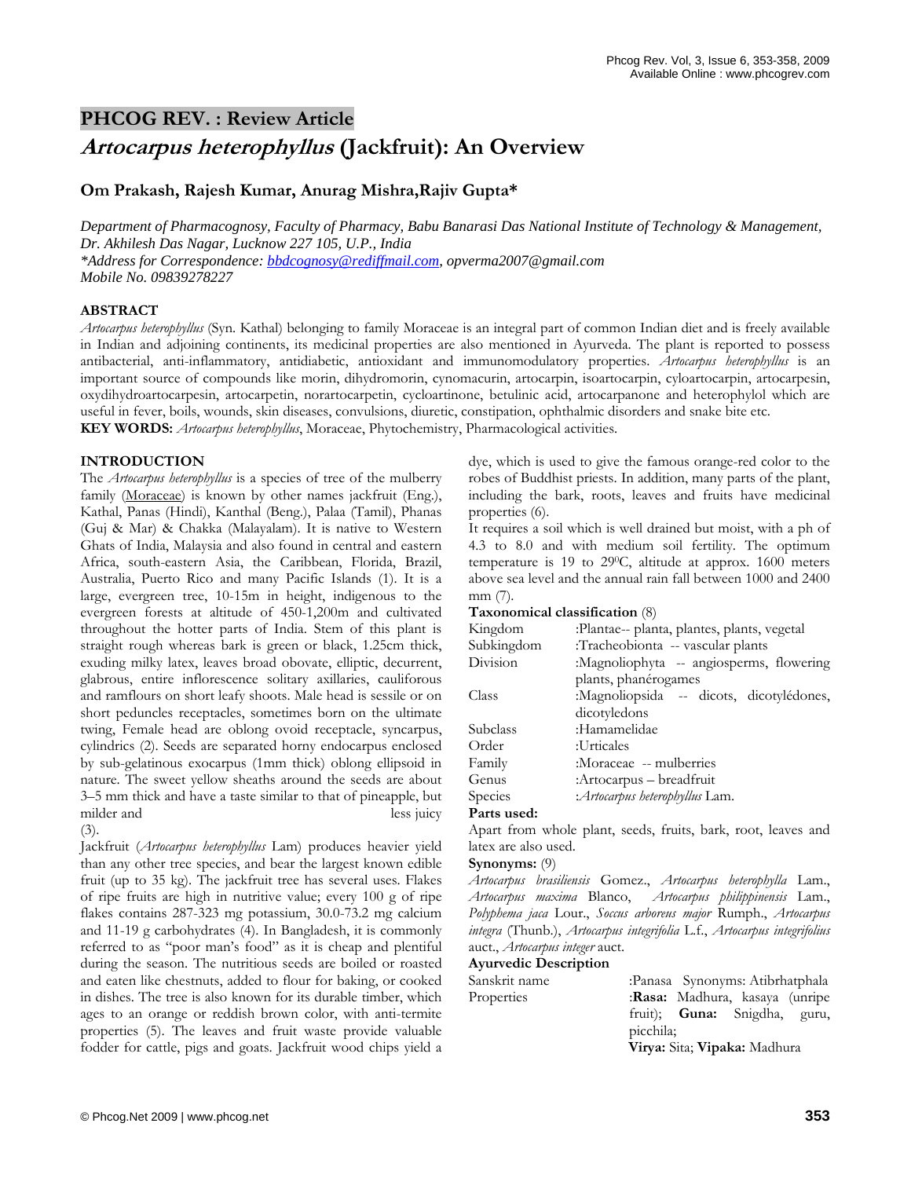PHCOG REV. : Review Article

# *Artocarpus heterophyllus* (Jackfruit): An Overview

**Om Prakash, Rajesh Kumar, Anurag Mishra,Rajiv Gupta***

*Department of Pharmacognosy, Faculty of Pharmacy, Babu Banarasi Das National Institute of Technology & Management, Dr. Akhilesh Das Nagar, Lucknow 227 105, U.P., India*
*\*Address for Correspondence: bbdcognosy@rediffmail.com, opverma2007@gmail.com*
*Mobile No. 09839278227*

## ABSTRACT

*Artocarpus heterophyllus* (Syn. Kathal) belonging to family Moraceae is an integral part of common Indian diet and is freely available in Indian and adjoining continents, its medicinal properties are also mentioned in Ayurveda. The plant is reported to possess antibacterial, anti-inflammatory, antidiabetic, antioxidant and immunomodulatory properties. *Artocarpus heterophyllus* is an important source of compounds like morin, dihydromorin, cynomacurin, artocarpin, isoartocarpin, cyloartocarpin, artocarpesin, oxydihydroartocarpesin, artocarpetin, norartocarpetin, cycloartinone, betulinic acid, artocarpanone and heterophylol which are useful in fever, boils, wounds, skin diseases, convulsions, diuretic, constipation, ophthalmic disorders and snake bite etc.

**KEY WORDS:** *Artocarpus heterophyllus*, Moraceae, Phytochemistry, Pharmacological activities.

## INTRODUCTION

The *Artocarpus heterophyllus* is a species of tree of the mulberry family (Moraceae) is known by other names jackfruit (Eng.), Kathal, Panas (Hindi), Kanthal (Beng.), Palaa (Tamil), Phanas (Guj & Mar) & Chakka (Malayalam). It is native to Western Ghats of India, Malaysia and also found in central and eastern Africa, south-eastern Asia, the Caribbean, Florida, Brazil, Australia, Puerto Rico and many Pacific Islands (1). It is a large, evergreen tree, 10-15m in height, indigenous to the evergreen forests at altitude of 450-1,200m and cultivated throughout the hotter parts of India. Stem of this plant is straight rough whereas bark is green or black, 1.25cm thick, exuding milky latex, leaves broad obovate, elliptic, decurrent, glabrous, entire inflorescence solitary axillaries, cauliforous and ramflours on short leafy shoots. Male head is sessile or on short peduncles receptacles, sometimes born on the ultimate twing, Female head are oblong ovoid receptacle, syncarpus, cylindrics (2). Seeds are separated horny endocarpus enclosed by sub-gelatinous exocarpus (1mm thick) oblong ellipsoid in nature. The sweet yellow sheaths around the seeds are about 3–5 mm thick and have a taste similar to that of pineapple, but milder and less juicy (3).

Jackfruit (*Artocarpus heterophyllus* Lam) produces heavier yield than any other tree species, and bear the largest known edible fruit (up to 35 kg). The jackfruit tree has several uses. Flakes of ripe fruits are high in nutritive value; every 100 g of ripe flakes contains 287-323 mg potassium, 30.0-73.2 mg calcium and 11-19 g carbohydrates (4). In Bangladesh, it is commonly referred to as "poor man's food" as it is cheap and plentiful during the season. The nutritious seeds are boiled or roasted and eaten like chestnuts, added to flour for baking, or cooked in dishes. The tree is also known for its durable timber, which ages to an orange or reddish brown color, with anti-termite properties (5). The leaves and fruit waste provide valuable fodder for cattle, pigs and goats. Jackfruit wood chips yield a dye, which is used to give the famous orange-red color to the robes of Buddhist priests. In addition, many parts of the plant, including the bark, roots, leaves and fruits have medicinal properties (6).

It requires a soil which is well drained but moist, with a ph of 4.3 to 8.0 and with medium soil fertility. The optimum temperature is 19 to 29$^0$C, altitude at approx. 1600 meters above sea level and the annual rain fall between 1000 and 2400 mm (7).

**Taxonomical classification** (8)

| | |
|---|---|
| Kingdom | :Plantae-- planta, plantes, plants, vegetal |
| Subkingdom | :Tracheobionta -- vascular plants |
| Division | :Magnoliophyta -- angiosperms, flowering plants, phanérogames |
| Class | :Magnoliopsida -- dicots, dicotylédones, dicotyledons |
| Subclass | :Hamamelidae |
| Order | :Urticales |
| Family | :Moraceae -- mulberries |
| Genus | :Artocarpus – breadfruit |
| Species | :*Artocarpus heterophyllus* Lam. |

**Parts used:**

Apart from whole plant, seeds, fruits, bark, root, leaves and latex are also used.

**Synonyms:** (9)

*Artocarpus brasiliensis* Gomez., *Artocarpus heterophylla* Lam., *Artocarpus maxima* Blanco, *Artocarpus philippinensis* Lam., *Polyphema jaca* Lour., *Soccus arboreus major* Rumph., *Artocarpus integra* (Thunb.), *Artocarpus integrifolia* L.f., *Artocarpus integrifolius* auct., *Artocarpus integer* auct.

**Ayurvedic Description**

| | |
|---|---|
| Sanskrit name | :Panasa Synonyms: Atibrhatphala |
| Properties | :**Rasa:** Madhura, kasaya (unripe fruit); **Guna:** Snigdha, guru, picchila; **Virya:** Sita; **Vipaka:** Madhura |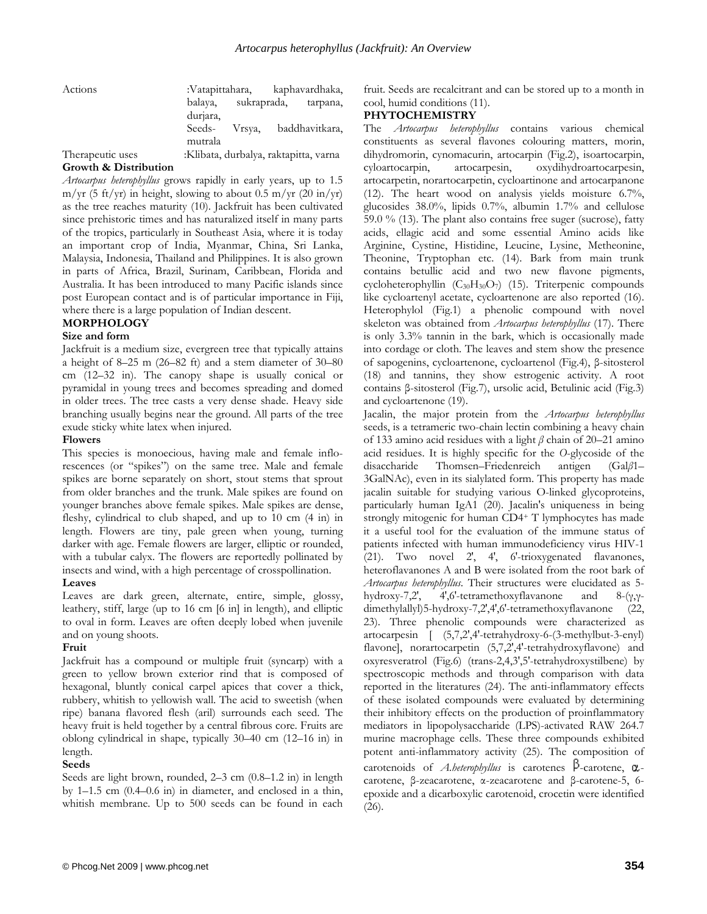| | |
|---|---|
| Actions | :Vatapittahara, kaphavardhaka, balaya, sukraprada, tarpana, durjara, Seeds- Vrsya, baddhavitkara, mutrala |
| Therapeutic uses | :Klibata, durbalya, raktapitta, varna |

**Growth & Distribution**

*Artocarpus heterophyllus* grows rapidly in early years, up to 1.5 m/yr (5 ft/yr) in height, slowing to about 0.5 m/yr (20 in/yr) as the tree reaches maturity (10). Jackfruit has been cultivated since prehistoric times and has naturalized itself in many parts of the tropics, particularly in Southeast Asia, where it is today an important crop of India, Myanmar, China, Sri Lanka, Malaysia, Indonesia, Thailand and Philippines. It is also grown in parts of Africa, Brazil, Surinam, Caribbean, Florida and Australia. It has been introduced to many Pacific islands since post European contact and is of particular importance in Fiji, where there is a large population of Indian descent.

## MORPHOLOGY

**Size and form**

Jackfruit is a medium size, evergreen tree that typically attains a height of 8–25 m (26–82 ft) and a stem diameter of 30–80 cm (12–32 in). The canopy shape is usually conical or pyramidal in young trees and becomes spreading and domed in older trees. The tree casts a very dense shade. Heavy side branching usually begins near the ground. All parts of the tree exude sticky white latex when injured.

**Flowers**

This species is monoecious, having male and female inflorescences (or "spikes") on the same tree. Male and female spikes are borne separately on short, stout stems that sprout from older branches and the trunk. Male spikes are found on younger branches above female spikes. Male spikes are dense, fleshy, cylindrical to club shaped, and up to 10 cm (4 in) in length. Flowers are tiny, pale green when young, turning darker with age. Female flowers are larger, elliptic or rounded, with a tubular calyx. The flowers are reportedly pollinated by insects and wind, with a high percentage of crosspollination.

**Leaves**

Leaves are dark green, alternate, entire, simple, glossy, leathery, stiff, large (up to 16 cm [6 in] in length), and elliptic to oval in form. Leaves are often deeply lobed when juvenile and on young shoots.

**Fruit**

Jackfruit has a compound or multiple fruit (syncarp) with a green to yellow brown exterior rind that is composed of hexagonal, bluntly conical carpel apices that cover a thick, rubbery, whitish to yellowish wall. The acid to sweetish (when ripe) banana flavored flesh (aril) surrounds each seed. The heavy fruit is held together by a central fibrous core. Fruits are oblong cylindrical in shape, typically 30–40 cm (12–16 in) in length.

**Seeds**

Seeds are light brown, rounded, 2–3 cm (0.8–1.2 in) in length by 1–1.5 cm (0.4–0.6 in) in diameter, and enclosed in a thin, whitish membrane. Up to 500 seeds can be found in each fruit. Seeds are recalcitrant and can be stored up to a month in cool, humid conditions (11).

## PHYTOCHEMISTRY

The *Artocarpus heterophyllus* contains various chemical constituents as several flavones colouring matters, morin, dihydromorin, cynomacurin, artocarpin (Fig.2), isoartocarpin, cyloartocarpin, artocarpesin, oxydihydroartocarpesin, artocarpetin, norartocarpetin, cycloartinone and artocarpanone (12). The heart wood on analysis yields moisture 6.7%, glucosides 38.0%, lipids 0.7%, albumin 1.7% and cellulose 59.0 % (13). The plant also contains free suger (sucrose), fatty acids, ellagic acid and some essential Amino acids like Arginine, Cystine, Histidine, Leucine, Lysine, Metheonine, Theonine, Tryptophan etc. (14). Bark from main trunk contains betullic acid and two new flavone pigments, cycloheterophyllin ($C_{30}H_{30}O_7$) (15). Triterpenic compounds like cycloartenyl acetate, cycloartenone are also reported (16). Heterophylol (Fig.1) a phenolic compound with novel skeleton was obtained from *Artocarpus heterophyllus* (17). There is only 3.3% tannin in the bark, which is occasionally made into cordage or cloth. The leaves and stem show the presence of sapogenins, cycloartenone, cycloartenol (Fig.4), β-sitosterol (18) and tannins, they show estrogenic activity. A root contains β-sitosterol (Fig.7), ursolic acid, Betulinic acid (Fig.3) and cycloartenone (19).

Jacalin, the major protein from the *Artocarpus heterophyllus* seeds, is a tetrameric two-chain lectin combining a heavy chain of 133 amino acid residues with a light *β* chain of 20–21 amino acid residues. It is highly specific for the *O*-glycoside of the disaccharide Thomsen–Friedenreich antigen (Gal*β*1–3GalNAc), even in its sialylated form. This property has made jacalin suitable for studying various O-linked glycoproteins, particularly human IgA1 (20). Jacalin's uniqueness in being strongly mitogenic for human $CD4^+$ T lymphocytes has made it a useful tool for the evaluation of the immune status of patients infected with human immunodeficiency virus HIV-1 (21). Two novel 2', 4', 6'-trioxygenated flavanones, heteroflavanones A and B were isolated from the root bark of *Artocarpus heterophyllus*. Their structures were elucidated as 5-hydroxy-7,2', 4',6'-tetramethoxyflavanone and 8-(γ,γ-dimethylallyl)5-hydroxy-7,2',4',6'-tetramethoxyflavanone (22, 23). Three phenolic compounds were characterized as artocarpesin [ (5,7,2',4'-tetrahydroxy-6-(3-methylbut-3-enyl) flavone], norartocarpetin (5,7,2',4'-tetrahydroxyflavone) and oxyresveratrol (Fig.6) (trans-2,4,3',5'-tetrahydroxystilbene) by spectroscopic methods and through comparison with data reported in the literatures (24). The anti-inflammatory effects of these isolated compounds were evaluated by determining their inhibitory effects on the production of proinflammatory mediators in lipopolysaccharide (LPS)-activated RAW 264.7 murine macrophage cells. These three compounds exhibited potent anti-inflammatory activity (25). The composition of carotenoids of *A.heterophyllus* is carotenes β-carotene, α-carotene, β-zeacarotene, α-zeacarotene and β-carotene-5, 6-epoxide and a dicarboxylic carotenoid, crocetin were identified (26).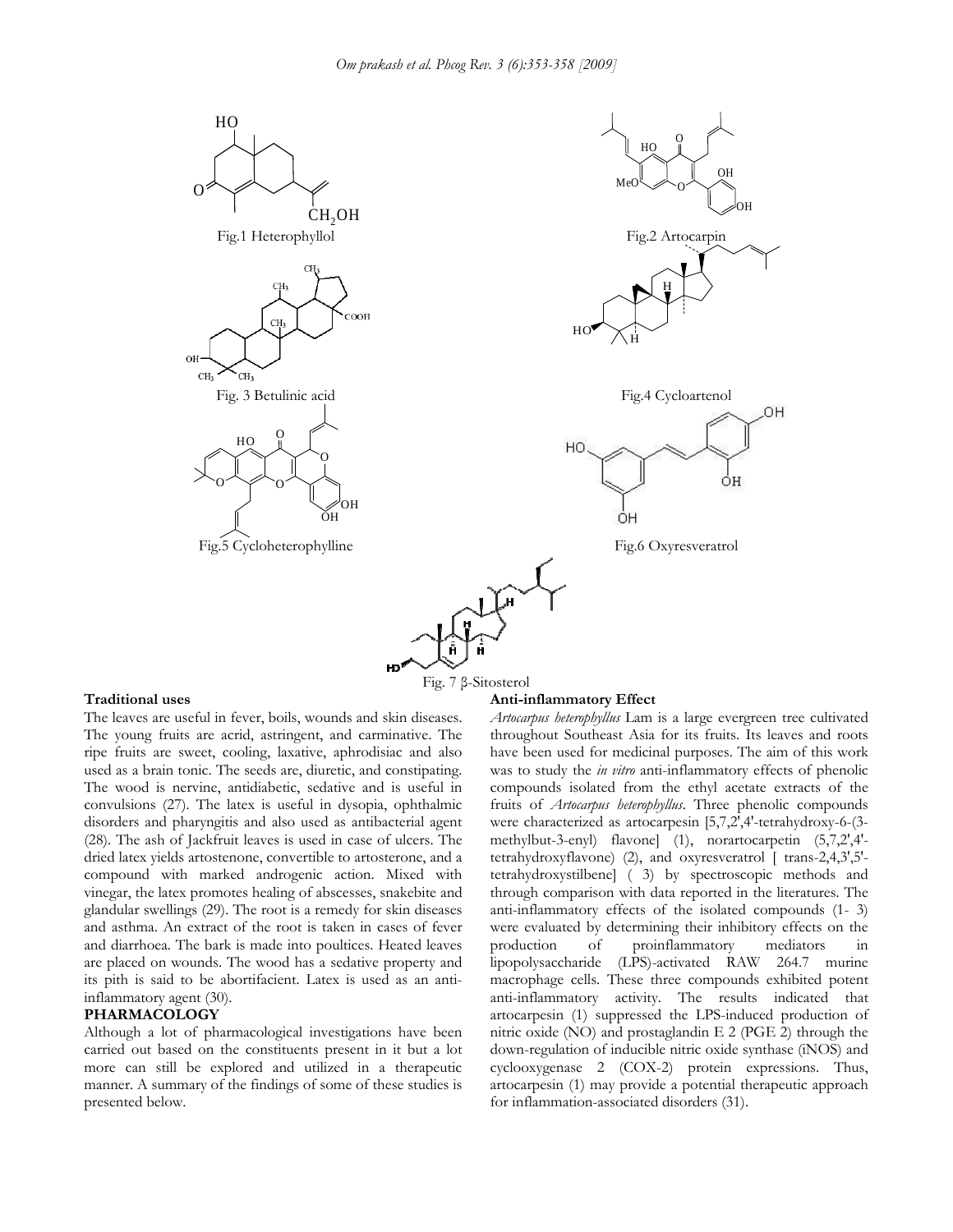Fig.1 Heterophyllol

Fig.2 Artocarpin

Fig. 3 Betulinic acid

Fig.4 Cycloartenol

Fig.5 Cycloheterophylline

Fig.6 Oxyresveratrol

Fig. 7 β-Sitosterol

**Traditional uses**

The leaves are useful in fever, boils, wounds and skin diseases. The young fruits are acrid, astringent, and carminative. The ripe fruits are sweet, cooling, laxative, aphrodisiac and also used as a brain tonic. The seeds are, diuretic, and constipating. The wood is nervine, antidiabetic, sedative and is useful in convulsions (27). The latex is useful in dysopia, ophthalmic disorders and pharyngitis and also used as antibacterial agent (28). The ash of Jackfruit leaves is used in case of ulcers. The dried latex yields artostenone, convertible to artosterone, and a compound with marked androgenic action. Mixed with vinegar, the latex promotes healing of abscesses, snakebite and glandular swellings (29). The root is a remedy for skin diseases and asthma. An extract of the root is taken in cases of fever and diarrhoea. The bark is made into poultices. Heated leaves are placed on wounds. The wood has a sedative property and its pith is said to be abortifacient. Latex is used as an anti-inflammatory agent (30).

**PHARMACOLOGY**

Although a lot of pharmacological investigations have been carried out based on the constituents present in it but a lot more can still be explored and utilized in a therapeutic manner. A summary of the findings of some of these studies is presented below.

**Anti-inflammatory Effect**

*Artocarpus heterophyllus* Lam is a large evergreen tree cultivated throughout Southeast Asia for its fruits. Its leaves and roots have been used for medicinal purposes. The aim of this work was to study the *in vitro* anti-inflammatory effects of phenolic compounds isolated from the ethyl acetate extracts of the fruits of *Artocarpus heterophyllus*. Three phenolic compounds were characterized as artocarpesin [5,7,2',4'-tetrahydroxy-6-(3-methylbut-3-enyl) flavone] (1), norartocarpetin (5,7,2',4'-tetrahydroxyflavone) (2), and oxyresveratrol [ trans-2,4,3',5'-tetrahydroxystilbene] ( 3) by spectroscopic methods and through comparison with data reported in the literatures. The anti-inflammatory effects of the isolated compounds (1- 3) were evaluated by determining their inhibitory effects on the production of proinflammatory mediators in lipopolysaccharide (LPS)-activated RAW 264.7 murine macrophage cells. These three compounds exhibited potent anti-inflammatory activity. The results indicated that artocarpesin (1) suppressed the LPS-induced production of nitric oxide (NO) and prostaglandin E 2 (PGE 2) through the down-regulation of inducible nitric oxide synthase (iNOS) and cyclooxygenase 2 (COX-2) protein expressions. Thus, artocarpesin (1) may provide a potential therapeutic approach for inflammation-associated disorders (31).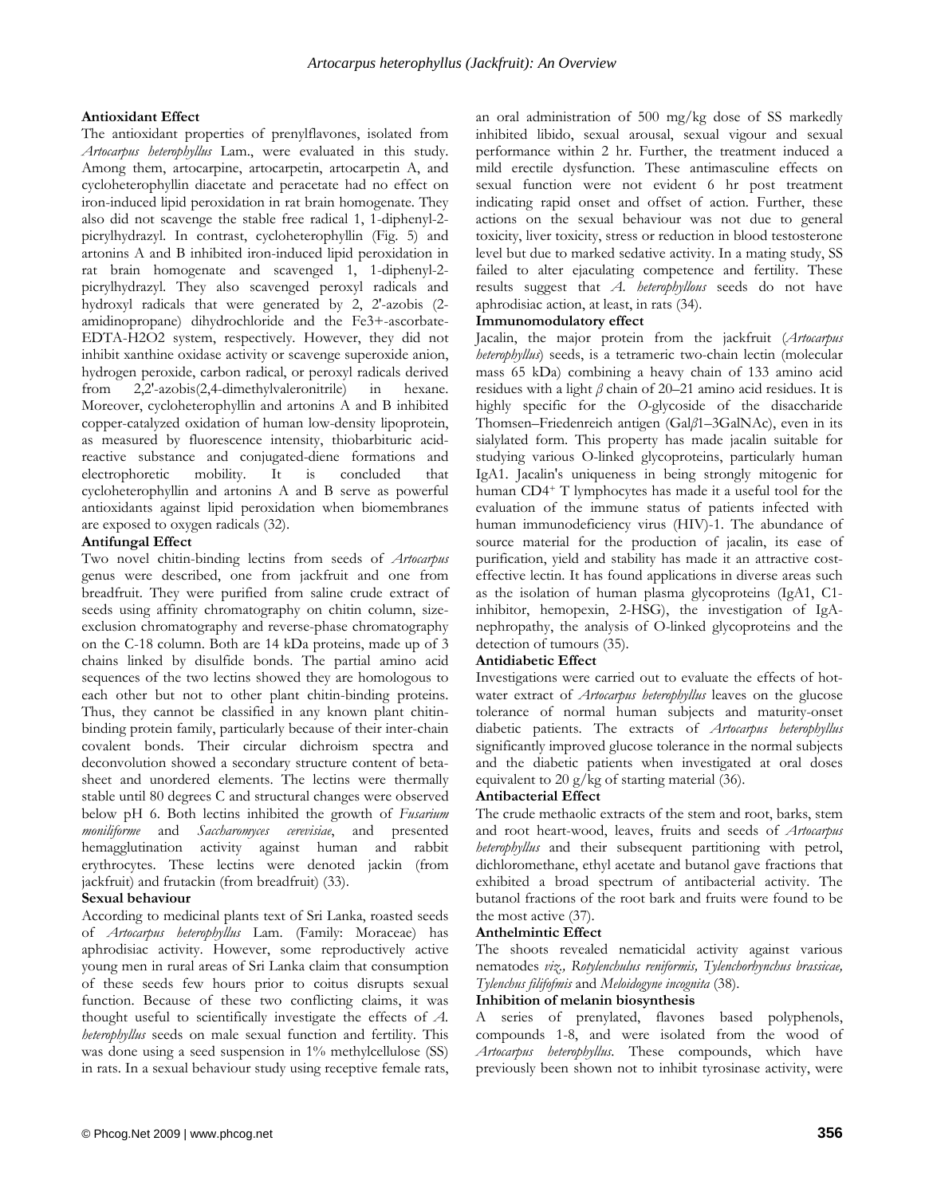**Antioxidant Effect**

The antioxidant properties of prenylflavones, isolated from *Artocarpus heterophyllus* Lam., were evaluated in this study. Among them, artocarpine, artocarpetin, artocarpetin A, and cycloheterophyllin diacetate and peracetate had no effect on iron-induced lipid peroxidation in rat brain homogenate. They also did not scavenge the stable free radical 1, 1-diphenyl-2-picrylhydrazyl. In contrast, cycloheterophyllin (Fig. 5) and artonins A and B inhibited iron-induced lipid peroxidation in rat brain homogenate and scavenged 1, 1-diphenyl-2-picrylhydrazyl. They also scavenged peroxyl radicals and hydroxyl radicals that were generated by 2, 2'-azobis (2-amidinopropane) dihydrochloride and the $Fe^{3+}$-ascorbate-EDTA-$H_2O_2$ system, respectively. However, they did not inhibit xanthine oxidase activity or scavenge superoxide anion, hydrogen peroxide, carbon radical, or peroxyl radicals derived from 2,2'-azobis(2,4-dimethylvaleronitrile) in hexane. Moreover, cycloheterophyllin and artonins A and B inhibited copper-catalyzed oxidation of human low-density lipoprotein, as measured by fluorescence intensity, thiobarbituric acid-reactive substance and conjugated-diene formations and electrophoretic mobility. It is concluded that cycloheterophyllin and artonins A and B serve as powerful antioxidants against lipid peroxidation when biomembranes are exposed to oxygen radicals (32).

**Antifungal Effect**

Two novel chitin-binding lectins from seeds of *Artocarpus* genus were described, one from jackfruit and one from breadfruit. They were purified from saline crude extract of seeds using affinity chromatography on chitin column, size-exclusion chromatography and reverse-phase chromatography on the C-18 column. Both are 14 kDa proteins, made up of 3 chains linked by disulfide bonds. The partial amino acid sequences of the two lectins showed they are homologous to each other but not to other plant chitin-binding proteins. Thus, they cannot be classified in any known plant chitin-binding protein family, particularly because of their inter-chain covalent bonds. Their circular dichroism spectra and deconvolution showed a secondary structure content of beta-sheet and unordered elements. The lectins were thermally stable until 80 degrees C and structural changes were observed below pH 6. Both lectins inhibited the growth of *Fusarium moniliforme* and *Saccharomyces cerevisiae*, and presented hemagglutination activity against human and rabbit erythrocytes. These lectins were denoted jackin (from jackfruit) and frutackin (from breadfruit) (33).

**Sexual behaviour**

According to medicinal plants text of Sri Lanka, roasted seeds of *Artocarpus heterophyllus* Lam. (Family: Moraceae) has aphrodisiac activity. However, some reproductively active young men in rural areas of Sri Lanka claim that consumption of these seeds few hours prior to coitus disrupts sexual function. Because of these two conflicting claims, it was thought useful to scientifically investigate the effects of *A. heterophyllus* seeds on male sexual function and fertility. This was done using a seed suspension in 1% methylcellulose (SS) in rats. In a sexual behaviour study using receptive female rats, an oral administration of 500 mg/kg dose of SS markedly inhibited libido, sexual arousal, sexual vigour and sexual performance within 2 hr. Further, the treatment induced a mild erectile dysfunction. These antimasculine effects on sexual function were not evident 6 hr post treatment indicating rapid onset and offset of action. Further, these actions on the sexual behaviour was not due to general toxicity, liver toxicity, stress or reduction in blood testosterone level but due to marked sedative activity. In a mating study, SS failed to alter ejaculating competence and fertility. These results suggest that *A. heterophyllous* seeds do not have aphrodisiac action, at least, in rats (34).

**Immunomodulatory effect**

Jacalin, the major protein from the jackfruit (*Artocarpus heterophyllus*) seeds, is a tetrameric two-chain lectin (molecular mass 65 kDa) combining a heavy chain of 133 amino acid residues with a light $\beta$ chain of 20–21 amino acid residues. It is highly specific for the *O*-glycoside of the disaccharide Thomsen–Friedenreich antigen (Gal$\beta$1–3GalNAc), even in its sialylated form. This property has made jacalin suitable for studying various O-linked glycoproteins, particularly human IgA1. Jacalin's uniqueness in being strongly mitogenic for human $CD4^+$ T lymphocytes has made it a useful tool for the evaluation of the immune status of patients infected with human immunodeficiency virus (HIV)-1. The abundance of source material for the production of jacalin, its ease of purification, yield and stability has made it an attractive cost-effective lectin. It has found applications in diverse areas such as the isolation of human plasma glycoproteins (IgA1, C1-inhibitor, hemopexin, 2-HSG), the investigation of IgA-nephropathy, the analysis of O-linked glycoproteins and the detection of tumours (35).

**Antidiabetic Effect**

Investigations were carried out to evaluate the effects of hot-water extract of *Artocarpus heterophyllus* leaves on the glucose tolerance of normal human subjects and maturity-onset diabetic patients. The extracts of *Artocarpus heterophyllus* significantly improved glucose tolerance in the normal subjects and the diabetic patients when investigated at oral doses equivalent to 20 g/kg of starting material (36).

**Antibacterial Effect**

The crude methaolic extracts of the stem and root, barks, stem and root heart-wood, leaves, fruits and seeds of *Artocarpus heterophyllus* and their subsequent partitioning with petrol, dichloromethane, ethyl acetate and butanol gave fractions that exhibited a broad spectrum of antibacterial activity. The butanol fractions of the root bark and fruits were found to be the most active (37).

**Anthelmintic Effect**

The shoots revealed nematicidal activity against various nematodes *viz., Rotylenchulus reniformis, Tylenchorhynchus brassicae, Tylenchus filifofmis* and *Meloidogyne incognita* (38).

**Inhibition of melanin biosynthesis**

A series of prenylated, flavones based polyphenols, compounds 1-8, and were isolated from the wood of *Artocarpus heterophyllus*. These compounds, which have previously been shown not to inhibit tyrosinase activity, were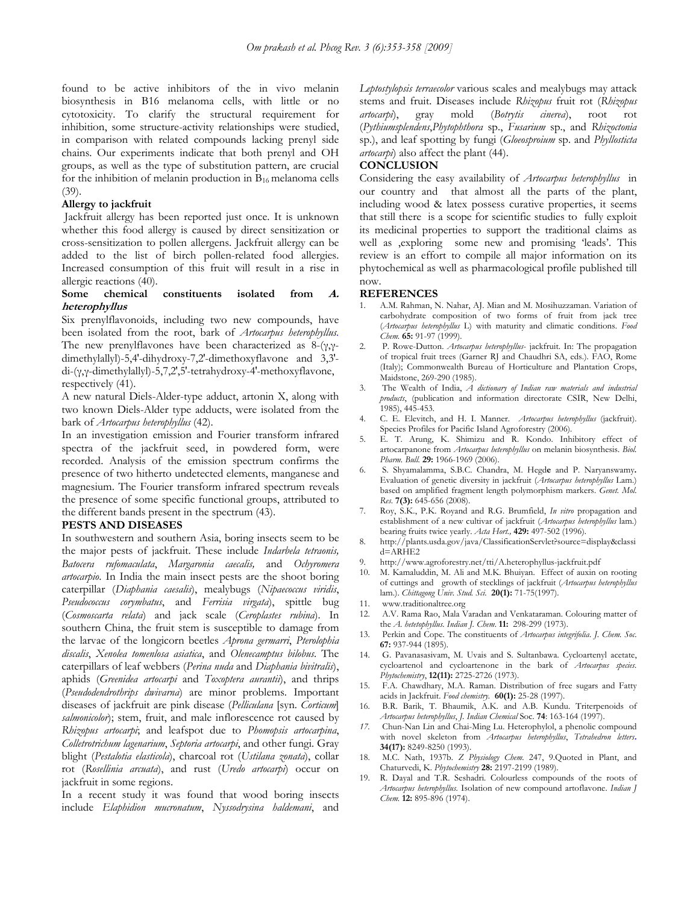found to be active inhibitors of the in vivo melanin biosynthesis in B16 melanoma cells, with little or no cytotoxicity. To clarify the structural requirement for inhibition, some structure-activity relationships were studied, in comparison with related compounds lacking prenyl side chains. Our experiments indicate that both prenyl and OH groups, as well as the type of substitution pattern, are crucial for the inhibition of melanin production in $B_{16}$ melanoma cells (39).

**Allergy to jackfruit**

Jackfruit allergy has been reported just once. It is unknown whether this food allergy is caused by direct sensitization or cross-sensitization to pollen allergens. Jackfruit allergy can be added to the list of birch pollen-related food allergies. Increased consumption of this fruit will result in a rise in allergic reactions (40).

**Some chemical constituents isolated from *A. heterophyllus***

Six prenylflavonoids, including two new compounds, have been isolated from the root, bark of *Artocarpus heterophyllus.* The new prenylflavones have been characterized as 8-(γ,γ-dimethylallyl)-5,4'-dihydroxy-7,2'-dimethoxyflavone and 3,3'-di-(γ,γ-dimethylallyl)-5,7,2',5'-tetrahydroxy-4'-methoxyflavone, respectively (41).

A new natural Diels-Alder-type adduct, artonin X, along with two known Diels-Alder type adducts, were isolated from the bark of *Artocarpus heterophyllus* (42).

In an investigation emission and Fourier transform infrared spectra of the jackfruit seed, in powdered form, were recorded. Analysis of the emission spectrum confirms the presence of two hitherto undetected elements, manganese and magnesium. The Fourier transform infrared spectrum reveals the presence of some specific functional groups, attributed to the different bands present in the spectrum (43).

**PESTS AND DISEASES**

In southwestern and southern Asia, boring insects seem to be the major pests of jackfruit. These include *Indarbela tetraonis, Batocera rufomaculata*, *Margaronia caecalis,* and *Ochyromera artocarpio*. In India the main insect pests are the shoot boring caterpillar (*Diaphania caesalis*), mealybugs (*Nipaecoccus viridis*, *Pseudococcus corymbatus*, and *Ferrisia virgata*), spittle bug (*Cosmoscarta relata*) and jack scale (*Ceroplastes rubina*). In southern China, the fruit stem is susceptible to damage from the larvae of the longicorn beetles *Aprona germarri*, *Pterolophia discalis*, *Xenolea tomenlosa asiatica*, and *Olenecamptus bilobus*. The caterpillars of leaf webbers (*Perina nuda* and *Diaphania bivitralis*), aphids (*Greenidea artocarpi* and *Toxoptera aurantii*), and thrips (*Pseudodendrothrips dwivarna*) are minor problems. Important diseases of jackfruit are pink disease (*Pelliculana* [syn. *Corticum*] *salmonicolor*); stem, fruit, and male inflorescence rot caused by *Rhizopus artocarpi*; and leafspot due to *Phomopsis artocarpina*, *Colletrotrichum lagenarium*, *Septoria artocarpi*, and other fungi. Gray blight (*Pestalotia elasticola*), charcoal rot (*Ustilana zonata*), collar rot (*Rosellinia arcuata*), and rust (*Uredo artocarpi*) occur on jackfruit in some regions.

In a recent study it was found that wood boring insects include *Elaphidion mucronatum*, *Nyssodrysina haldemani*, and *Leptostylopsis terraecolor* various scales and mealybugs may attack stems and fruit. Diseases include *Rhizopus* fruit rot (*Rhizopus artocarpi*), gray mold (*Botrytis cinerea*), root rot (*Pythiumsplendens*,*Phytophthora* sp., *Fusarium* sp., and *Rhizoctonia* sp.), and leaf spotting by fungi (*Gloeosproium* sp. and *Phyllosticta artocarpi*) also affect the plant (44).

**CONCLUSION**

Considering the easy availability of *Artocarpus heterophyllus* in our country and that almost all the parts of the plant, including wood & latex possess curative properties, it seems that still there is a scope for scientific studies to fully exploit its medicinal properties to support the traditional claims as well as ,exploring some new and promising 'leads'. This review is an effort to compile all major information on its phytochemical as well as pharmacological profile published till now.

**REFERENCES**

1. A.M. Rahman, N. Nahar, AJ. Mian and M. Mosihuzzaman. Variation of carbohydrate composition of two forms of fruit from jack tree (*Artocarpus heterophyllus* L.) with maturity and climatic conditions. *Food Chem.* **65:** 91-97 (1999).
2. P. Rowe-Dutton. *Artocarpus heterophyllus*- jackfruit. In: The propagation of tropical fruit trees (Garner RJ and Chaudhri SA, eds.). FAO, Rome (Italy); Commonwealth Bureau of Horticulture and Plantation Crops, Maidstone, 269-290 (1985).
3. The Wealth of India, *A dictionary of Indian raw materials and industrial products*, (publication and information directorate CSIR, New Delhi, 1985), 445-453.
4. C. E. Elevitch, and H. I. Manner. *Artocarpus heterophyllus* (jackfruit). Species Profiles for Pacific Island Agroforestry (2006).
5. E. T. Arung, K. Shimizu and R. Kondo. Inhibitory effect of artocarpanone from *Artocarpus heterophyllus* on melanin biosynthesis. *Biol. Pharm. Bull.* **29:** 1966-1969 (2006).
6. S. Shyamalamma, S.B.C. Chandra, M. Hegde and P. Naryanswamy. Evaluation of genetic diversity in jackfruit (*Artocarpus heterophyllus* Lam.) based on amplified fragment length polymorphism markers. *Genet. Mol. Res.* **7(3):** 645-656 (2008).
7. Roy, S.K., P.K. Royand and R.G. Brumfield, *In vitro* propagation and establishment of a new cultivar of jackfruit (*Artocarpus heterophyllus* lam.) bearing fruits twice yearly. *Acta Hort.,* **429:** 497-502 (1996).
8. http://plants.usda.gov/java/ClassificationServlet?source=display&classid=ARHE2
9. http://www.agroforestry.net/tti/A.heterophyllus-jackfruit.pdf
10. M. Kamaluddin, M. Ali and M.K. Bhuiyan. Effect of auxin on rooting of cuttings and growth of stecklings of jackfruit (*Artocarpus heterophyllus* lam.). *Chittagong Univ. Stud. Sci.* **20(1):** 71-75(1997).
11. www.traditionaltree.org
12. A.V. Rama Rao, Mala Varadan and Venkataraman. Colouring matter of the *A. hetetophyllus*. *Indian J. Chem*. **11:** 298-299 (1973).
13. Perkin and Cope. The constituents of *Artocarpus integrifolia*. *J. Chem. Soc.* **67:** 937-944 (1895).
14. G. Pavanasasivam, M. Uvais and S. Sultanbawa. Cycloartenyl acetate, cycloartenol and cycloartenone in the bark of *Artocarpus species*. *Phytochemistry*, **12(11):** 2725-2726 (1973).
15. F.A. Chawdhary, M.A. Raman. Distribution of free sugars and Fatty acids in Jackfruit. *Food chemistry.* **60(1):** 25-28 (1997).
16. B.R. Barik, T. Bhaumik, A.K. and A.B. Kundu. Triterpenoids of *Artocarpus heterophyllus*, *J. Indian Chemical* Soc. **74**: 163-164 (1997).
17. Chun-Nan Lin and Chai-Ming Lu. Heterophylol, a phenolic compound with novel skeleton from *Artocarpus heterophyllus*, *Tetrahedron letters*. **34(17):** 8249-8250 (1993).
18. M.C. Nath, 1937b. *Z Physiology Chem*. 247, 9.Quoted in Plant, and Chaturvedi, K. *Phytochemistry* **28:** 2197-2199 (1989).
19. R. Dayal and T.R. Seshadri. Colourless compounds of the roots of *Artocarpus heterophyllus*. Isolation of new compound artoflavone. *Indian J Chem.* **12:** 895-896 (1974).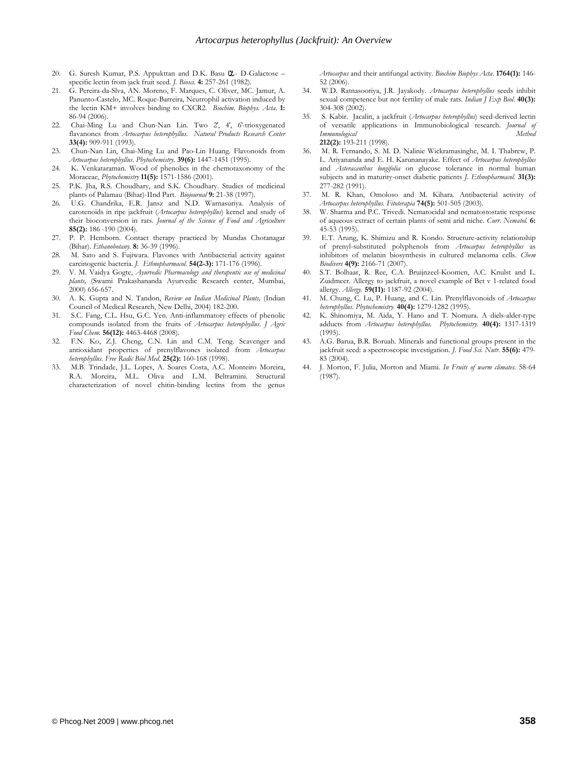20. G. Suresh Kumar, P.S. Appukttan and D.K. Basu α- D-Galactose – specific lectin from jack fruit seed. *J. Biosci.* **4:** 257-261 (1982).
21. G. Pereira-da-Slva, AN. Moreno, F. Marques, C. Oliver, MC. Jamur, A. Panunto-Castelo, MC. Roque-Barreira, Neutrophil activation induced by the lectin KM+ involves binding to CXCR2. *Biochim. Biophys. Acta*. **1:** 86-94 (2006).
22. Chai-Ming Lu and Chun-Nan Lin. Two 2', 4', 6'-trioxygenated flavanones from *Artocarpus heterophyllus*. *Natural Products Research Center* **33(4):** 909-911 (1993).
23. Chun-Nan Lin, Chai-Ming Lu and Pao-Lin Huang. Flavonoids from *Artocarpus heterophyllus*. *Phytochemistry*. **39(6):** 1447-1451 (1995).
24. K. Venkataraman. Wood of phenolics in the chemotaxonomy of the Moraceae, *Phytochemistry* **11(5):** 1571-1586 (2001).
25. P.K. Jha, R.S. Choudhary, and S.K. Choudhary. Studies of medicinal plants of Palamau (Bihar)-IInd Part. *Biojournal* **9:** 21-38 (1997).
26. U.G. Chandrika, E.R. Jansz and N.D. Warnasuriya. Analysis of carotenoids in ripe jackfruit (*Artocarpus heterophyllus*) kernel and study of their bioconversion in rats. *Journal of the Science of Food and Agriculture* **85(2):** 186 -190 (2004).
27. P. P. Hemborn. Contact therapy practiced by Mundas Chotanagar (Bihar). *Ethanobotany*. **8:** 36-39 (1996).
28. M. Sato and S. Fujiwara. Flavones with Antibacterial activity against carcinogenic bacteria. *J. Ethnopharmacol.* **54(2-3):** 171-176 (1996).
29. V. M. Vaidya Gogte, *Ayurvedic Pharmacology and therapeutic use of medicinal plants,* (Swami Prakashananda Ayurvedic Research center, Mumbai, 2000) 656-657.
30. A. K. Gupta and N. Tandon, *Review on Indian Medicinal Plants,* (Indian Council of Medical Research, New Delhi, 2004) 182-200.
31. S.C. Fang, C.L. Hsu, G.C. Yen. Anti-inflammatory effects of phenolic compounds isolated from the fruits of *Artocarpus heterophyllus*. *J Agric Food Chem.* **56(12):** 4463-4468 (2008).
32. F.N. Ko, Z.J. Cheng, C.N. Lin and C.M. Teng. Scavenger and antioxidant properties of prenylflavones isolated from *Artocarpus heterophyllus*. *Free Radic Biol Med.* **25(2):** 160-168 (1998).
33. M.B. Trindade, J.L. Lopes, A. Soares Costa, A.C. Monteiro Moreira, R.A. Moreira, M.L. Oliva and L.M. Beltramini. Structural characterization of novel chitin-binding lectins from the genus *Artocarpus* and their antifungal activity. *Biochim Biophys Acta*. **1764(1):** 146-52 (2006).
34. W.D. Ratnasooriya, J.R. Jayakody. *Artocarpus heterophyllus* seeds inhibit sexual competence but not fertility of male rats. *Indian J Exp Biol*. **40(3):** 304-308 (2002).
35. S. Kabir. Jacalin, a jackfruit (*Artocarpus heterophyllus*) seed-derived lectin of versatile applications in Immunobiological research. *Journal of Immunological Method* **212(2):** 193-211 (1998).
36. M. R. Fernando, S. M. D. Nalinie Wickramasinghe, M. I. Thabrew, P. L. Ariyananda and E. H. Karunanayake. Effect of *Artocarpus heterophyllus* and *Asteracanthus longifolia* on glucose tolerance in normal human subjects and in maturity-onset diabetic patients *J. Ethnopharmacol.* **31(3):** 277-282 (1991).
37. M. R. Khan, Omoloso and M. Kihara. Antibacterial activity of *Artocarpus heterophyllus*. *Fitoterapia* **74(5):** 501-505 (2003).
38. W. Sharma and P.C. Trivedi. Nematocidal and nematostostatic response of aqueous extract of certain plants of semi arid niche. *Curr. Nematol.* **6:** 45-53 (1995).
39. E.T. Arung, K. Shimizu and R. Kondo. Structure-activity relationship of prenyl-substituted polyphenols from *Artocarpus heterophyllus* as inhibitors of melanin biosynthesis in cultured melanoma cells. *Chem Biodivers* **4(9):** 2166-71 (2007).
40. S.T. Bolhaar, R. Ree, C.A. Bruijnzeel-Koomen, A.C. Knulst and L. Zuidmeer. Allergy to jackfruit, a novel example of Bet v 1-related food allergy. *Allergy.* **59(11):** 1187-92 (2004).
41. M. Chung, C. Lu, P. Huang, and C. Lin. Prenylflavonoids of *Artocarpus heterophyllus. Phytochemistry.* **40(4):** 1279-1282 (1995).
42. K. Shinomiya, M. Aida, Y. Hano and T. Nomura. A diels-alder-type adducts from *Artocarpus heterophyllus*. *Phytochemistry.* **40(4):** 1317-1319 (1995).
43. A.G. Barua, B.R. Boruah. Minerals and functional groups present in the jackfruit seed: a spectroscopic investigation. *J. Food Sci. Nutr.* **55(6):** 479-83 (2004).
44. J. Morton, F. Julia, Morton and Miami. *In Fruits of warm climates.* 58-64 (1987).